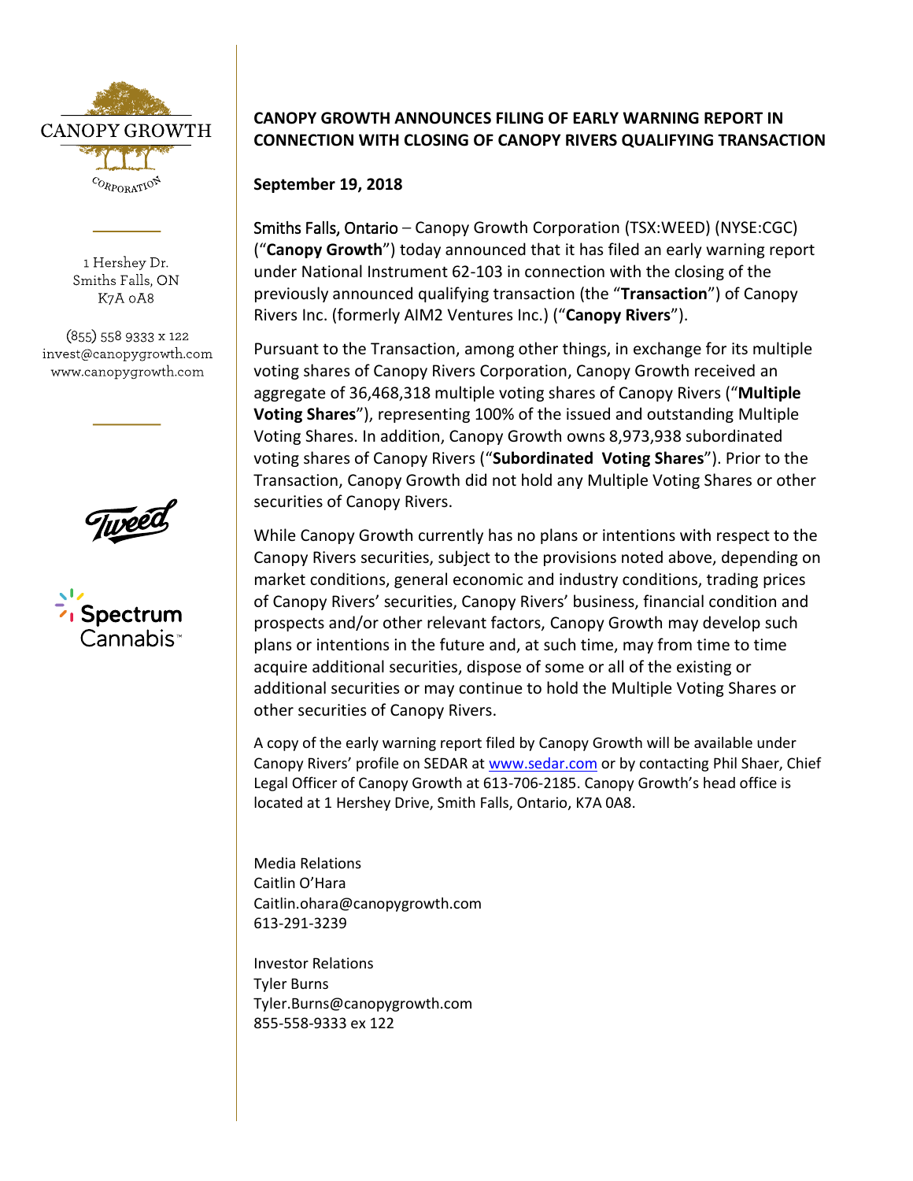CANOPY GROWTH

CORPORATION

1 Hershey Dr.
Smiths Falls, ON
K7A 0A8

(855) 558 9333 x 122
invest@canopygrowth.com
www.canopygrowth.com

# CANOPY GROWTH ANNOUNCES FILING OF EARLY WARNING REPORT IN CONNECTION WITH CLOSING OF CANOPY RIVERS QUALIFYING TRANSACTION

**September 19, 2018**

Smiths Falls, Ontario – Canopy Growth Corporation (TSX:WEED) (NYSE:CGC) ("**Canopy Growth**") today announced that it has filed an early warning report under National Instrument 62-103 in connection with the closing of the previously announced qualifying transaction (the "**Transaction**") of Canopy Rivers Inc. (formerly AIM2 Ventures Inc.) ("**Canopy Rivers**").

Pursuant to the Transaction, among other things, in exchange for its multiple voting shares of Canopy Rivers Corporation, Canopy Growth received an aggregate of 36,468,318 multiple voting shares of Canopy Rivers ("**Multiple Voting Shares**"), representing 100% of the issued and outstanding Multiple Voting Shares. In addition, Canopy Growth owns 8,973,938 subordinated voting shares of Canopy Rivers ("**Subordinated Voting Shares**"). Prior to the Transaction, Canopy Growth did not hold any Multiple Voting Shares or other securities of Canopy Rivers.

While Canopy Growth currently has no plans or intentions with respect to the Canopy Rivers securities, subject to the provisions noted above, depending on market conditions, general economic and industry conditions, trading prices of Canopy Rivers' securities, Canopy Rivers' business, financial condition and prospects and/or other relevant factors, Canopy Growth may develop such plans or intentions in the future and, at such time, may from time to time acquire additional securities, dispose of some or all of the existing or additional securities or may continue to hold the Multiple Voting Shares or other securities of Canopy Rivers.

A copy of the early warning report filed by Canopy Growth will be available under Canopy Rivers' profile on SEDAR at www.sedar.com or by contacting Phil Shaer, Chief Legal Officer of Canopy Growth at 613-706-2185. Canopy Growth's head office is located at 1 Hershey Drive, Smith Falls, Ontario, K7A 0A8.

Media Relations
Caitlin O'Hara
Caitlin.ohara@canopygrowth.com
613-291-3239

Investor Relations
Tyler Burns
Tyler.Burns@canopygrowth.com
855-558-9333 ex 122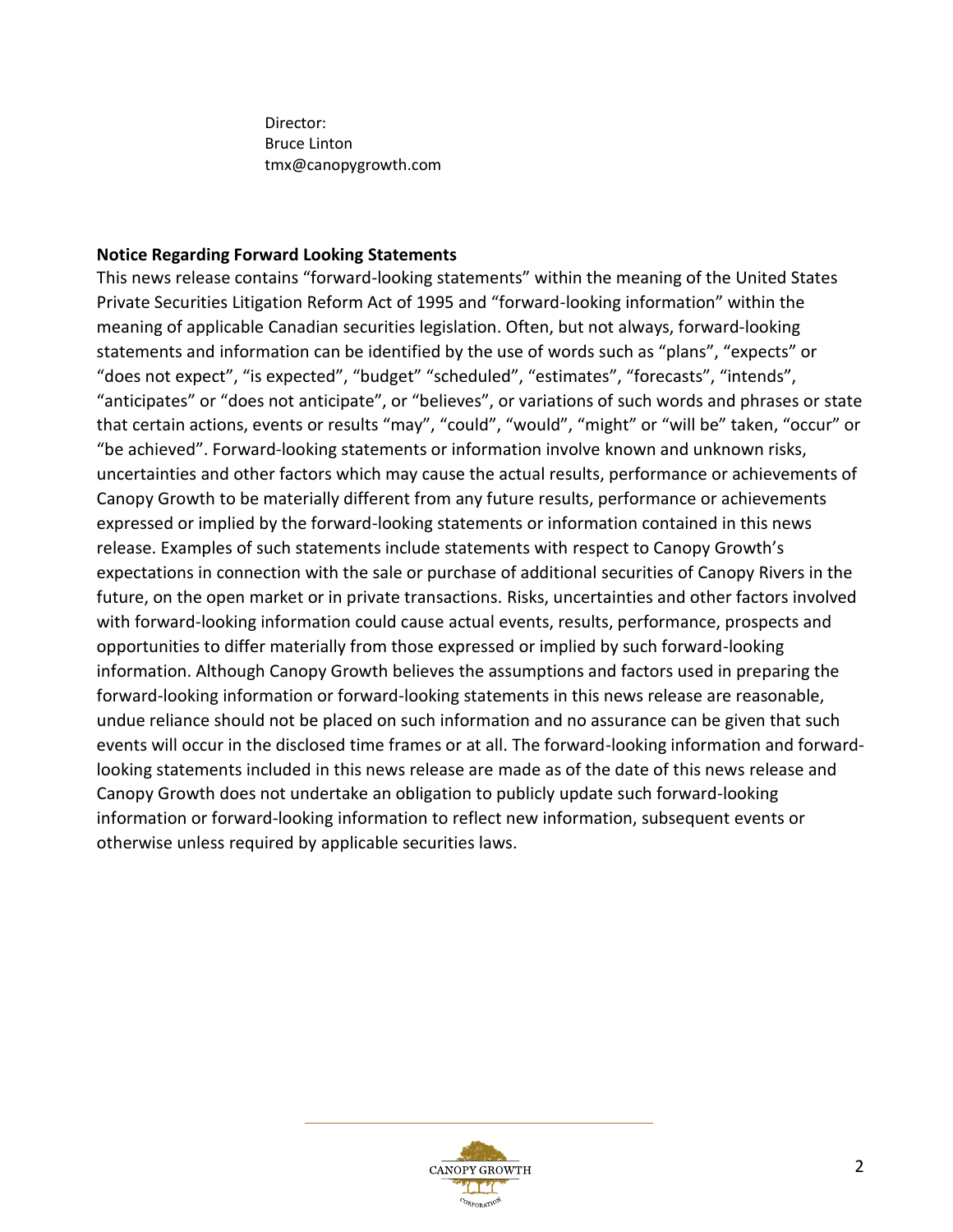Director:
Bruce Linton
tmx@canopygrowth.com

**Notice Regarding Forward Looking Statements**

This news release contains "forward-looking statements" within the meaning of the United States Private Securities Litigation Reform Act of 1995 and "forward-looking information" within the meaning of applicable Canadian securities legislation. Often, but not always, forward-looking statements and information can be identified by the use of words such as "plans", "expects" or "does not expect", "is expected", "budget" "scheduled", "estimates", "forecasts", "intends", "anticipates" or "does not anticipate", or "believes", or variations of such words and phrases or state that certain actions, events or results "may", "could", "would", "might" or "will be" taken, "occur" or "be achieved". Forward-looking statements or information involve known and unknown risks, uncertainties and other factors which may cause the actual results, performance or achievements of Canopy Growth to be materially different from any future results, performance or achievements expressed or implied by the forward-looking statements or information contained in this news release. Examples of such statements include statements with respect to Canopy Growth's expectations in connection with the sale or purchase of additional securities of Canopy Rivers in the future, on the open market or in private transactions. Risks, uncertainties and other factors involved with forward-looking information could cause actual events, results, performance, prospects and opportunities to differ materially from those expressed or implied by such forward-looking information. Although Canopy Growth believes the assumptions and factors used in preparing the forward-looking information or forward-looking statements in this news release are reasonable, undue reliance should not be placed on such information and no assurance can be given that such events will occur in the disclosed time frames or at all. The forward-looking information and forward-looking statements included in this news release are made as of the date of this news release and Canopy Growth does not undertake an obligation to publicly update such forward-looking information or forward-looking information to reflect new information, subsequent events or otherwise unless required by applicable securities laws.